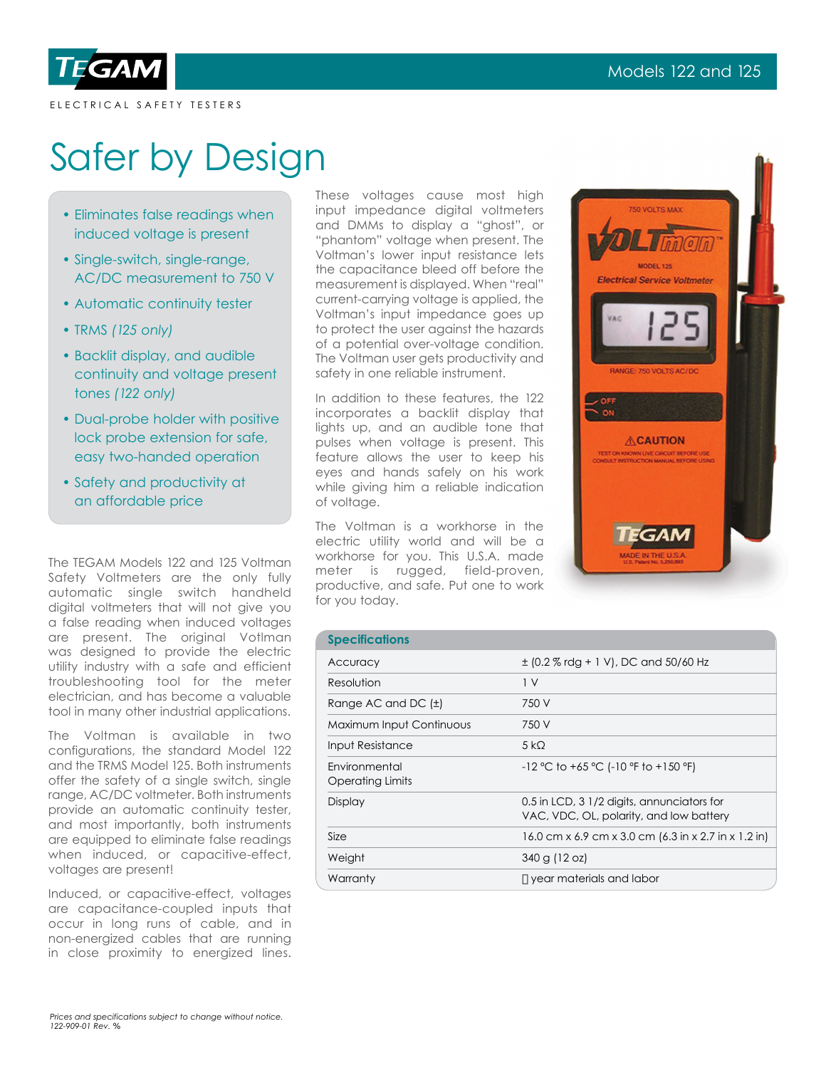# Safer by Design

- Eliminates false readings when induced voltage is present
- Single-switch, single-range, AC/DC measurement to 750 V
- Automatic continuity tester
- TRMS *(125 only)*
- Backlit display, and audible continuity and voltage present tones *(122 only)*
- Dual-probe holder with positive lock probe extension for safe, easy two-handed operation
- Safety and productivity at an affordable price

The TEGAM Models 122 and 125 Voltman Safety Voltmeters are the only fully automatic single switch handheld digital voltmeters that will not give you a false reading when induced voltages are present. The original Votlman was designed to provide the electric utility industry with a safe and efficient troubleshooting tool for the meter electrician, and has become a valuable tool in many other industrial applications.

The Voltman is available in two configurations, the standard Model 122 and the TRMS Model 125. Both instruments offer the safety of a single switch, single range, AC/DC voltmeter. Both instruments provide an automatic continuity tester, and most importantly, both instruments are equipped to eliminate false readings when induced, or capacitive-effect, voltages are present!

Induced, or capacitive-effect, voltages are capacitance-coupled inputs that occur in long runs of cable, and in non-energized cables that are running in close proximity to energized lines. These voltages cause most high input impedance digital voltmeters and DMMs to display a "ghost", or "phantom" voltage when present. The Voltman's lower input resistance lets the capacitance bleed off before the measurement is displayed. When "real" current-carrying voltage is applied, the Voltman's input impedance goes up to protect the user against the hazards of a potential over-voltage condition. The Voltman user gets productivity and safety in one reliable instrument.

In addition to these features, the 122 incorporates a backlit display that lights up, and an audible tone that pulses when voltage is present. This feature allows the user to keep his eyes and hands safely on his work while giving him a reliable indication of voltage.

The Voltman is a workhorse in the electric utility world and will be a workhorse for you. This U.S.A. made meter is rugged, field-proven, productive, and safe. Put one to work for you today.

## Specifications

| | |
|---|---|
| Accuracy | ± (0.2 % rdg + 1 V), DC and 50/60 Hz |
| Resolution | 1 V |
| Range AC and DC (±) | 750 V |
| Maximum Input Continuous | 750 V |
| Input Resistance | 5 kΩ |
| Environmental Operating Limits | -12 °C to +65 °C (-10 °F to +150 °F) |
| Display | 0.5 in LCD, 3 1/2 digits, annunciators for VAC, VDC, OL, polarity, and low battery |
| Size | 16.0 cm x 6.9 cm x 3.0 cm (6.3 in x 2.7 in x 1.2 in) |
| Weight | 340 g (12 oz) |
| Warranty | year materials and labor |

*Prices and specifications subject to change without notice.*
*122-909-01 Rev. %*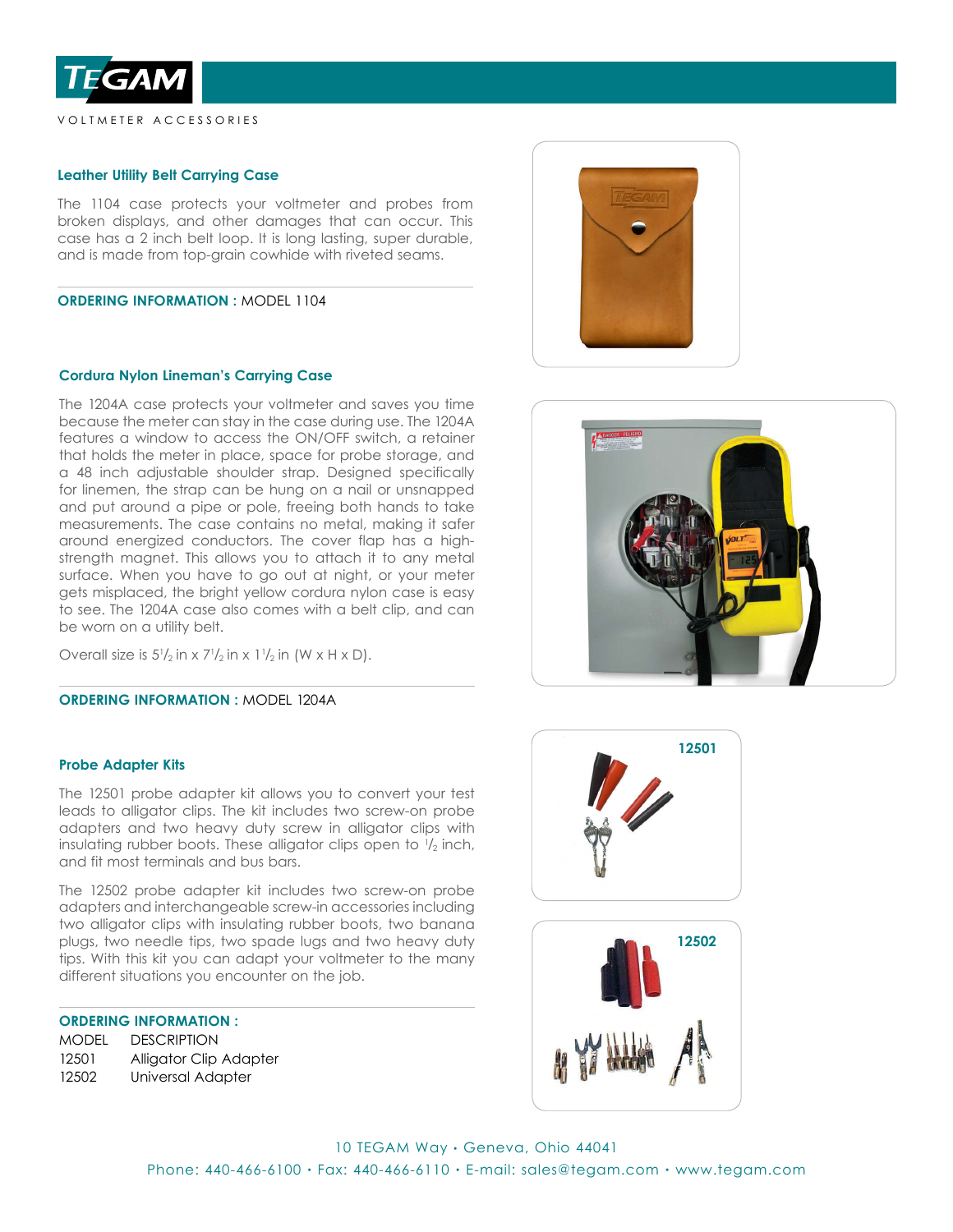VOLTMETER ACCESSORIES

### Leather Utility Belt Carrying Case

The 1104 case protects your voltmeter and probes from broken displays, and other damages that can occur. This case has a 2 inch belt loop. It is long lasting, super durable, and is made from top-grain cowhide with riveted seams.

**ORDERING INFORMATION :** MODEL 1104

### Cordura Nylon Lineman's Carrying Case

The 1204A case protects your voltmeter and saves you time because the meter can stay in the case during use. The 1204A features a window to access the ON/OFF switch, a retainer that holds the meter in place, space for probe storage, and a 48 inch adjustable shoulder strap. Designed specifically for linemen, the strap can be hung on a nail or unsnapped and put around a pipe or pole, freeing both hands to take measurements. The case contains no metal, making it safer around energized conductors. The cover flap has a high-strength magnet. This allows you to attach it to any metal surface. When you have to go out at night, or your meter gets misplaced, the bright yellow cordura nylon case is easy to see. The 1204A case also comes with a belt clip, and can be worn on a utility belt.

Overall size is 5 1/2 in x 7 1/2 in x 1 1/2 in (W x H x D).

**ORDERING INFORMATION :** MODEL 1204A

### Probe Adapter Kits

The 12501 probe adapter kit allows you to convert your test leads to alligator clips. The kit includes two screw-on probe adapters and two heavy duty screw in alligator clips with insulating rubber boots. These alligator clips open to 1/2 inch, and fit most terminals and bus bars.

The 12502 probe adapter kit includes two screw-on probe adapters and interchangeable screw-in accessories including two alligator clips with insulating rubber boots, two banana plugs, two needle tips, two spade lugs and two heavy duty tips. With this kit you can adapt your voltmeter to the many different situations you encounter on the job.

**ORDERING INFORMATION :**

| MODEL | DESCRIPTION |
|---|---|
| 12501 | Alligator Clip Adapter |
| 12502 | Universal Adapter |

12501

12502

10 TEGAM Way • Geneva, Ohio 44041

Phone: 440-466-6100 • Fax: 440-466-6110 • E-mail: sales@tegam.com • www.tegam.com